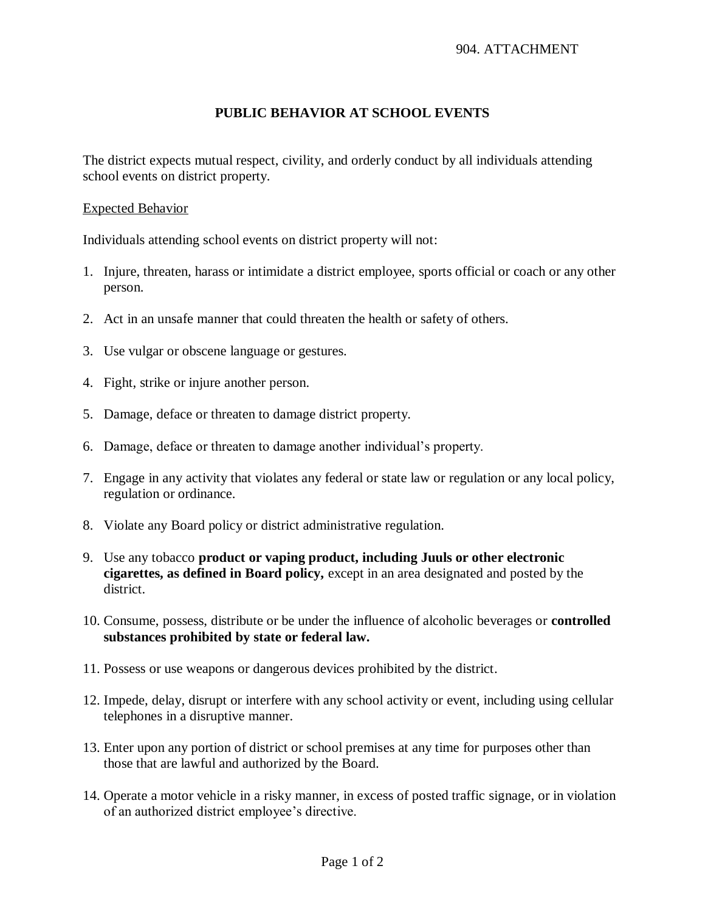904. ATTACHMENT

# PUBLIC BEHAVIOR AT SCHOOL EVENTS

The district expects mutual respect, civility, and orderly conduct by all individuals attending school events on district property.

## Expected Behavior

Individuals attending school events on district property will not:

1. Injure, threaten, harass or intimidate a district employee, sports official or coach or any other person.
2. Act in an unsafe manner that could threaten the health or safety of others.
3. Use vulgar or obscene language or gestures.
4. Fight, strike or injure another person.
5. Damage, deface or threaten to damage district property.
6. Damage, deface or threaten to damage another individual's property.
7. Engage in any activity that violates any federal or state law or regulation or any local policy, regulation or ordinance.
8. Violate any Board policy or district administrative regulation.
9. Use any tobacco **product or vaping product, including Juuls or other electronic cigarettes, as defined in Board policy,** except in an area designated and posted by the district.
10. Consume, possess, distribute or be under the influence of alcoholic beverages or **controlled substances prohibited by state or federal law.**
11. Possess or use weapons or dangerous devices prohibited by the district.
12. Impede, delay, disrupt or interfere with any school activity or event, including using cellular telephones in a disruptive manner.
13. Enter upon any portion of district or school premises at any time for purposes other than those that are lawful and authorized by the Board.
14. Operate a motor vehicle in a risky manner, in excess of posted traffic signage, or in violation of an authorized district employee's directive.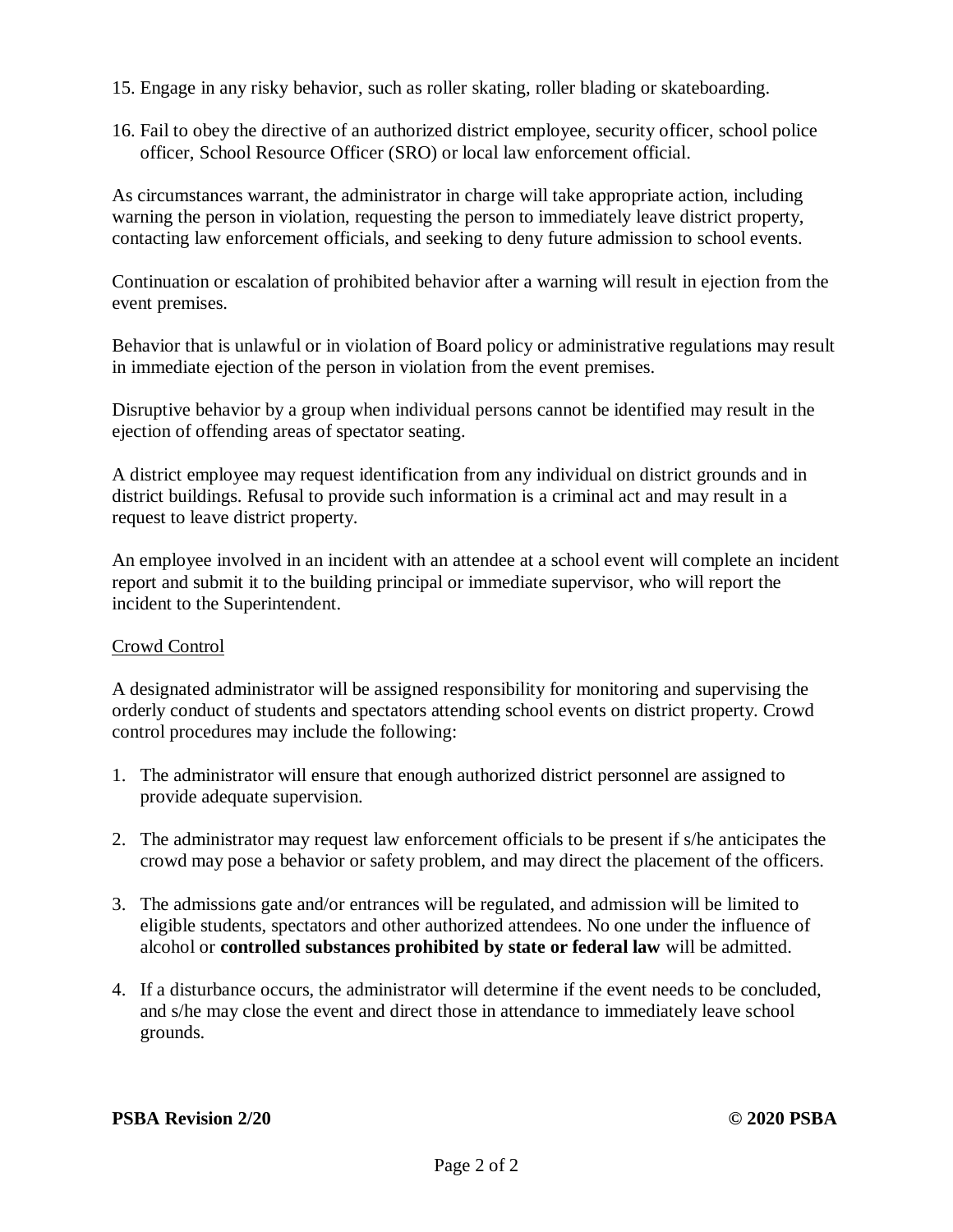15. Engage in any risky behavior, such as roller skating, roller blading or skateboarding.

16. Fail to obey the directive of an authorized district employee, security officer, school police officer, School Resource Officer (SRO) or local law enforcement official.

As circumstances warrant, the administrator in charge will take appropriate action, including warning the person in violation, requesting the person to immediately leave district property, contacting law enforcement officials, and seeking to deny future admission to school events.

Continuation or escalation of prohibited behavior after a warning will result in ejection from the event premises.

Behavior that is unlawful or in violation of Board policy or administrative regulations may result in immediate ejection of the person in violation from the event premises.

Disruptive behavior by a group when individual persons cannot be identified may result in the ejection of offending areas of spectator seating.

A district employee may request identification from any individual on district grounds and in district buildings. Refusal to provide such information is a criminal act and may result in a request to leave district property.

An employee involved in an incident with an attendee at a school event will complete an incident report and submit it to the building principal or immediate supervisor, who will report the incident to the Superintendent.

<u>Crowd Control</u>

A designated administrator will be assigned responsibility for monitoring and supervising the orderly conduct of students and spectators attending school events on district property. Crowd control procedures may include the following:

1. The administrator will ensure that enough authorized district personnel are assigned to provide adequate supervision.

2. The administrator may request law enforcement officials to be present if s/he anticipates the crowd may pose a behavior or safety problem, and may direct the placement of the officers.

3. The admissions gate and/or entrances will be regulated, and admission will be limited to eligible students, spectators and other authorized attendees. No one under the influence of alcohol or **controlled substances prohibited by state or federal law** will be admitted.

4. If a disturbance occurs, the administrator will determine if the event needs to be concluded, and s/he may close the event and direct those in attendance to immediately leave school grounds.

**PSBA Revision 2/20** **© 2020 PSBA**